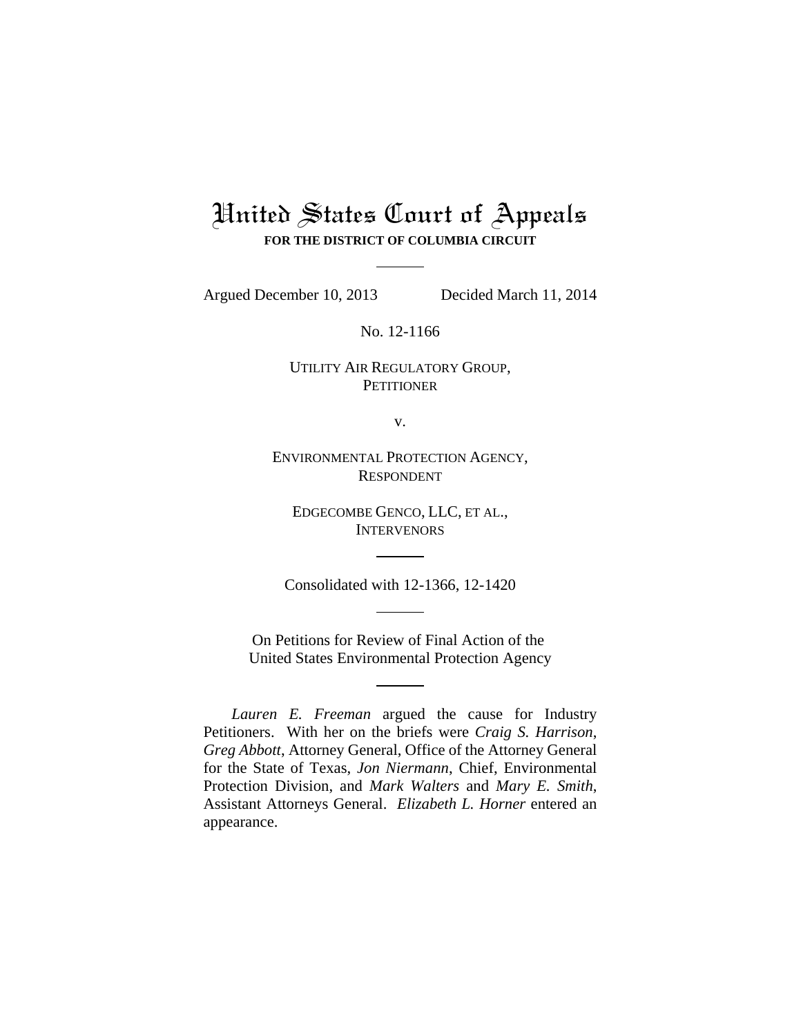# United States Court of Appeals

**FOR THE DISTRICT OF COLUMBIA CIRCUIT**

---

Argued December 10, 2013 Decided March 11, 2014

No. 12-1166

UTILITY AIR REGULATORY GROUP,
PETITIONER

v.

ENVIRONMENTAL PROTECTION AGENCY,
RESPONDENT

EDGECOMBE GENCO, LLC, ET AL.,
INTERVENORS

---

Consolidated with 12-1366, 12-1420

---

On Petitions for Review of Final Action of the
United States Environmental Protection Agency

---

*Lauren E. Freeman* argued the cause for Industry Petitioners. With her on the briefs were *Craig S. Harrison*, *Greg Abbott*, Attorney General, Office of the Attorney General for the State of Texas, *Jon Niermann*, Chief, Environmental Protection Division, and *Mark Walters* and *Mary E. Smith*, Assistant Attorneys General. *Elizabeth L. Horner* entered an appearance.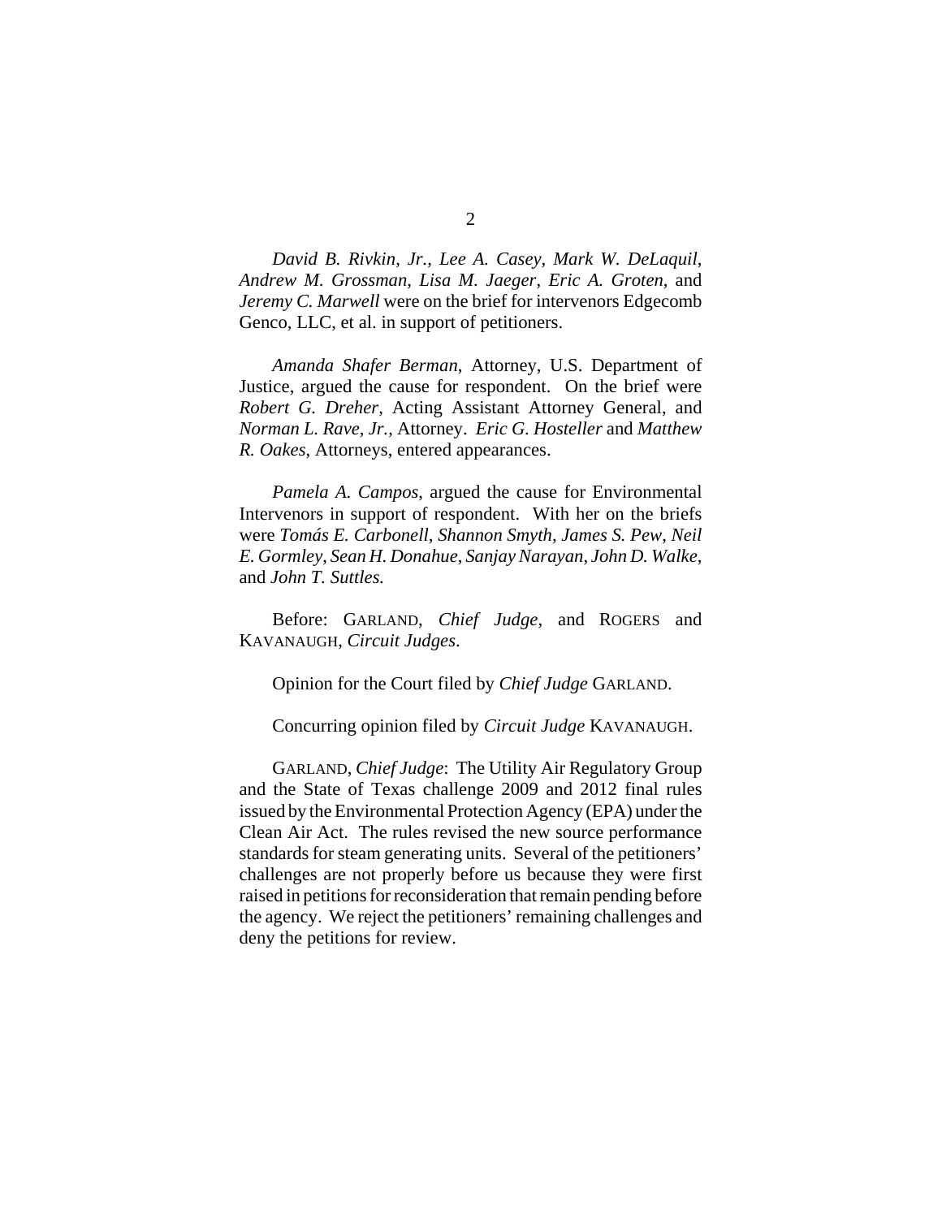*David B. Rivkin, Jr.*, *Lee A. Casey*, *Mark W. DeLaquil*, *Andrew M. Grossman*, *Lisa M. Jaeger*, *Eric A. Groten*, and *Jeremy C. Marwell* were on the brief for intervenors Edgecomb Genco, LLC, et al. in support of petitioners.

*Amanda Shafer Berman*, Attorney, U.S. Department of Justice, argued the cause for respondent. On the brief were *Robert G. Dreher*, Acting Assistant Attorney General, and *Norman L. Rave, Jr.*, Attorney. *Eric G. Hosteller* and *Matthew R. Oakes*, Attorneys, entered appearances.

*Pamela A. Campos*, argued the cause for Environmental Intervenors in support of respondent. With her on the briefs were *Tomás E. Carbonell*, *Shannon Smyth*, *James S. Pew*, *Neil E. Gormley*, *Sean H. Donahue*, *Sanjay Narayan*, *John D. Walke*, and *John T. Suttles.*

Before: GARLAND, *Chief Judge*, and ROGERS and KAVANAUGH, *Circuit Judges*.

Opinion for the Court filed by *Chief Judge* GARLAND.

Concurring opinion filed by *Circuit Judge* KAVANAUGH.

GARLAND, *Chief Judge*: The Utility Air Regulatory Group and the State of Texas challenge 2009 and 2012 final rules issued by the Environmental Protection Agency (EPA) under the Clean Air Act. The rules revised the new source performance standards for steam generating units. Several of the petitioners' challenges are not properly before us because they were first raised in petitions for reconsideration that remain pending before the agency. We reject the petitioners' remaining challenges and deny the petitions for review.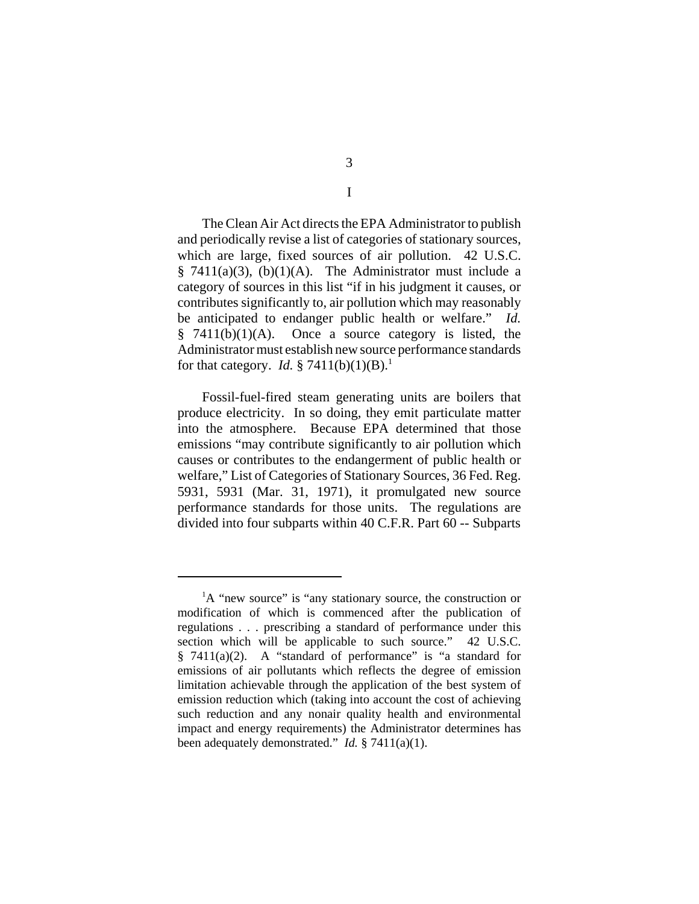# I

The Clean Air Act directs the EPA Administrator to publish and periodically revise a list of categories of stationary sources, which are large, fixed sources of air pollution. 42 U.S.C. § 7411(a)(3), (b)(1)(A). The Administrator must include a category of sources in this list "if in his judgment it causes, or contributes significantly to, air pollution which may reasonably be anticipated to endanger public health or welfare." *Id.* § 7411(b)(1)(A). Once a source category is listed, the Administrator must establish new source performance standards for that category. *Id.* § 7411(b)(1)(B).[1]

Fossil-fuel-fired steam generating units are boilers that produce electricity. In so doing, they emit particulate matter into the atmosphere. Because EPA determined that those emissions "may contribute significantly to air pollution which causes or contributes to the endangerment of public health or welfare," List of Categories of Stationary Sources, 36 Fed. Reg. 5931, 5931 (Mar. 31, 1971), it promulgated new source performance standards for those units. The regulations are divided into four subparts within 40 C.F.R. Part 60 -- Subparts

---

[1]A "new source" is "any stationary source, the construction or modification of which is commenced after the publication of regulations . . . prescribing a standard of performance under this section which will be applicable to such source." 42 U.S.C. § 7411(a)(2). A "standard of performance" is "a standard for emissions of air pollutants which reflects the degree of emission limitation achievable through the application of the best system of emission reduction which (taking into account the cost of achieving such reduction and any nonair quality health and environmental impact and energy requirements) the Administrator determines has been adequately demonstrated." *Id.* § 7411(a)(1).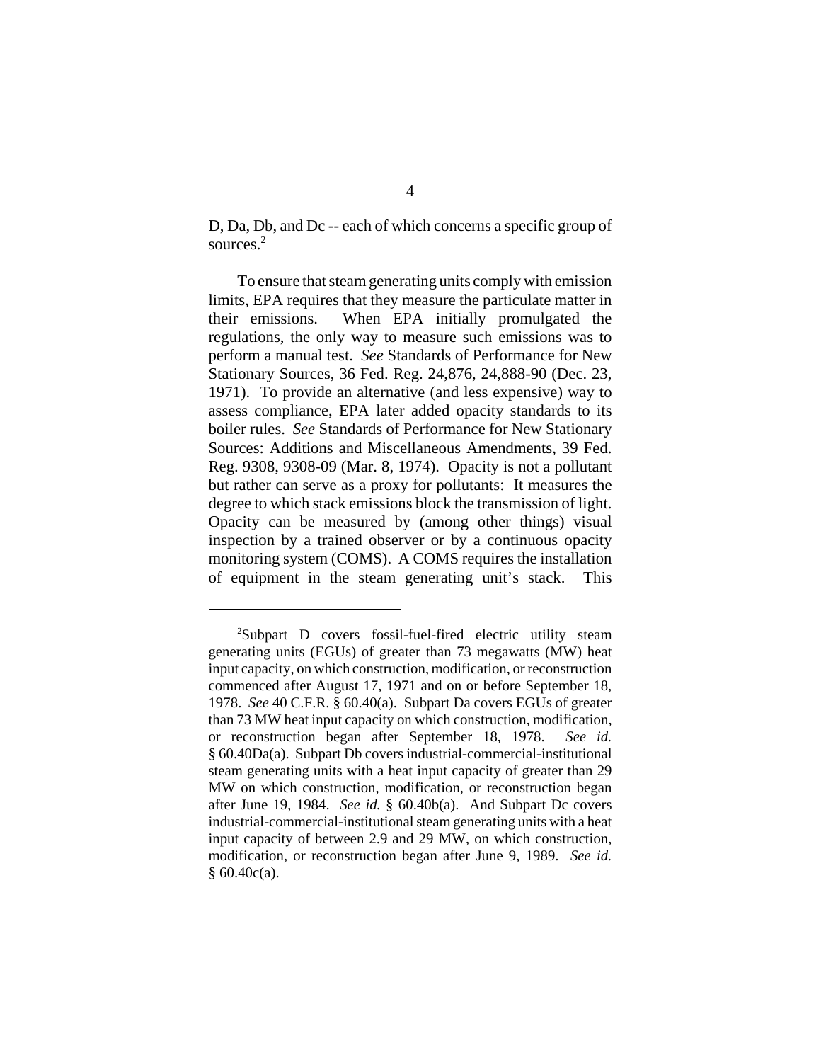D, Da, Db, and Dc -- each of which concerns a specific group of sources.[2]

To ensure that steam generating units comply with emission limits, EPA requires that they measure the particulate matter in their emissions. When EPA initially promulgated the regulations, the only way to measure such emissions was to perform a manual test. *See* Standards of Performance for New Stationary Sources, 36 Fed. Reg. 24,876, 24,888-90 (Dec. 23, 1971). To provide an alternative (and less expensive) way to assess compliance, EPA later added opacity standards to its boiler rules. *See* Standards of Performance for New Stationary Sources: Additions and Miscellaneous Amendments, 39 Fed. Reg. 9308, 9308-09 (Mar. 8, 1974). Opacity is not a pollutant but rather can serve as a proxy for pollutants: It measures the degree to which stack emissions block the transmission of light. Opacity can be measured by (among other things) visual inspection by a trained observer or by a continuous opacity monitoring system (COMS). A COMS requires the installation of equipment in the steam generating unit's stack. This

---

[2]Subpart D covers fossil-fuel-fired electric utility steam generating units (EGUs) of greater than 73 megawatts (MW) heat input capacity, on which construction, modification, or reconstruction commenced after August 17, 1971 and on or before September 18, 1978. *See* 40 C.F.R. § 60.40(a). Subpart Da covers EGUs of greater than 73 MW heat input capacity on which construction, modification, or reconstruction began after September 18, 1978. *See id.* § 60.40Da(a). Subpart Db covers industrial-commercial-institutional steam generating units with a heat input capacity of greater than 29 MW on which construction, modification, or reconstruction began after June 19, 1984. *See id.* § 60.40b(a). And Subpart Dc covers industrial-commercial-institutional steam generating units with a heat input capacity of between 2.9 and 29 MW, on which construction, modification, or reconstruction began after June 9, 1989. *See id.* § 60.40c(a).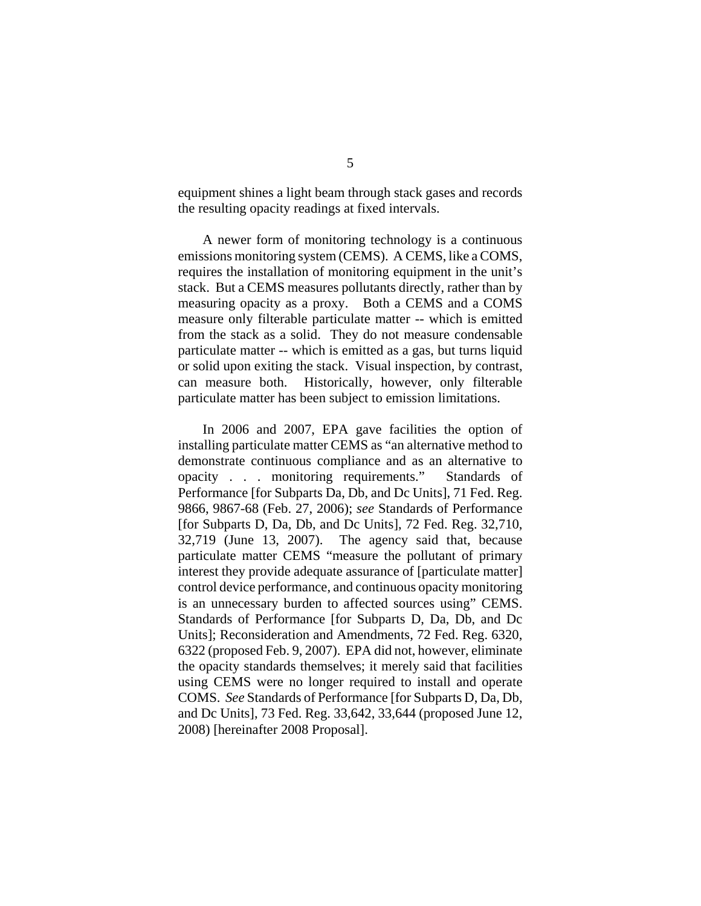equipment shines a light beam through stack gases and records the resulting opacity readings at fixed intervals.

A newer form of monitoring technology is a continuous emissions monitoring system (CEMS). A CEMS, like a COMS, requires the installation of monitoring equipment in the unit's stack. But a CEMS measures pollutants directly, rather than by measuring opacity as a proxy. Both a CEMS and a COMS measure only filterable particulate matter -- which is emitted from the stack as a solid. They do not measure condensable particulate matter -- which is emitted as a gas, but turns liquid or solid upon exiting the stack. Visual inspection, by contrast, can measure both. Historically, however, only filterable particulate matter has been subject to emission limitations.

In 2006 and 2007, EPA gave facilities the option of installing particulate matter CEMS as "an alternative method to demonstrate continuous compliance and as an alternative to opacity . . . monitoring requirements." Standards of Performance [for Subparts Da, Db, and Dc Units], 71 Fed. Reg. 9866, 9867-68 (Feb. 27, 2006); *see* Standards of Performance [for Subparts D, Da, Db, and Dc Units], 72 Fed. Reg. 32,710, 32,719 (June 13, 2007). The agency said that, because particulate matter CEMS "measure the pollutant of primary interest they provide adequate assurance of [particulate matter] control device performance, and continuous opacity monitoring is an unnecessary burden to affected sources using" CEMS. Standards of Performance [for Subparts D, Da, Db, and Dc Units]; Reconsideration and Amendments, 72 Fed. Reg. 6320, 6322 (proposed Feb. 9, 2007). EPA did not, however, eliminate the opacity standards themselves; it merely said that facilities using CEMS were no longer required to install and operate COMS. *See* Standards of Performance [for Subparts D, Da, Db, and Dc Units], 73 Fed. Reg. 33,642, 33,644 (proposed June 12, 2008) [hereinafter 2008 Proposal].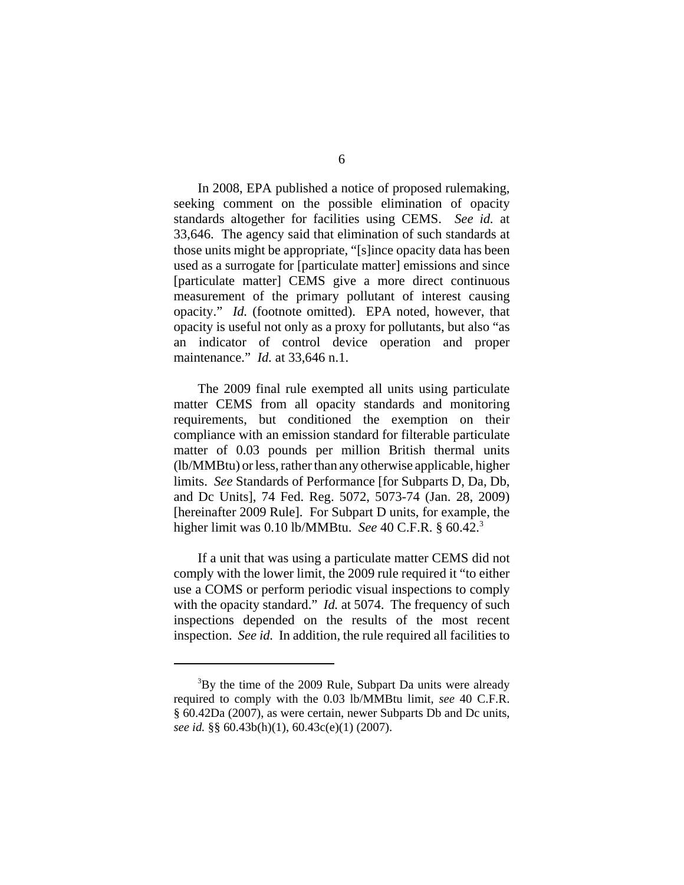In 2008, EPA published a notice of proposed rulemaking, seeking comment on the possible elimination of opacity standards altogether for facilities using CEMS. *See id.* at 33,646. The agency said that elimination of such standards at those units might be appropriate, "[s]ince opacity data has been used as a surrogate for [particulate matter] emissions and since [particulate matter] CEMS give a more direct continuous measurement of the primary pollutant of interest causing opacity." *Id.* (footnote omitted). EPA noted, however, that opacity is useful not only as a proxy for pollutants, but also "as an indicator of control device operation and proper maintenance." *Id.* at 33,646 n.1.

The 2009 final rule exempted all units using particulate matter CEMS from all opacity standards and monitoring requirements, but conditioned the exemption on their compliance with an emission standard for filterable particulate matter of 0.03 pounds per million British thermal units (lb/MMBtu) or less, rather than any otherwise applicable, higher limits. *See* Standards of Performance [for Subparts D, Da, Db, and Dc Units], 74 Fed. Reg. 5072, 5073-74 (Jan. 28, 2009) [hereinafter 2009 Rule]. For Subpart D units, for example, the higher limit was 0.10 lb/MMBtu. *See* 40 C.F.R. § 60.42.[3]

If a unit that was using a particulate matter CEMS did not comply with the lower limit, the 2009 rule required it "to either use a COMS or perform periodic visual inspections to comply with the opacity standard." *Id.* at 5074. The frequency of such inspections depended on the results of the most recent inspection. *See id.* In addition, the rule required all facilities to

---

[3] By the time of the 2009 Rule, Subpart Da units were already required to comply with the 0.03 lb/MMBtu limit, *see* 40 C.F.R. § 60.42Da (2007), as were certain, newer Subparts Db and Dc units, *see id.* §§ 60.43b(h)(1), 60.43c(e)(1) (2007).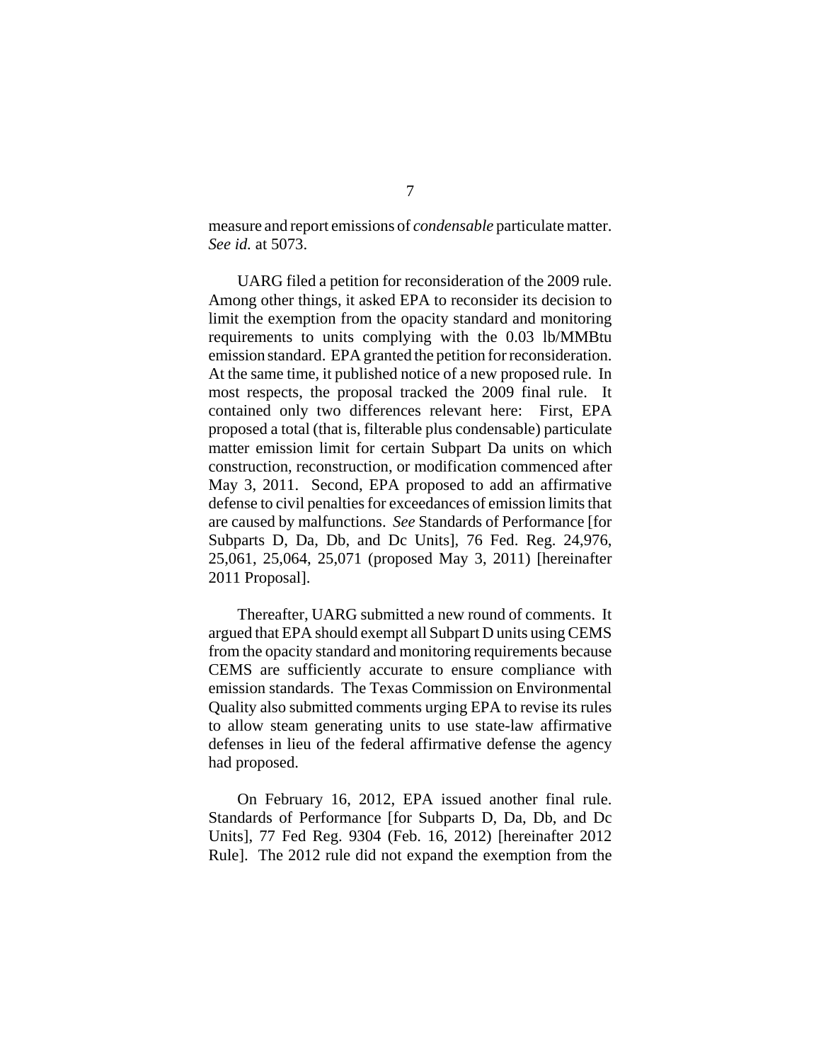measure and report emissions of *condensable* particulate matter. *See id.* at 5073.

UARG filed a petition for reconsideration of the 2009 rule. Among other things, it asked EPA to reconsider its decision to limit the exemption from the opacity standard and monitoring requirements to units complying with the 0.03 lb/MMBtu emission standard. EPA granted the petition for reconsideration. At the same time, it published notice of a new proposed rule. In most respects, the proposal tracked the 2009 final rule. It contained only two differences relevant here: First, EPA proposed a total (that is, filterable plus condensable) particulate matter emission limit for certain Subpart Da units on which construction, reconstruction, or modification commenced after May 3, 2011. Second, EPA proposed to add an affirmative defense to civil penalties for exceedances of emission limits that are caused by malfunctions. *See* Standards of Performance [for Subparts D, Da, Db, and Dc Units], 76 Fed. Reg. 24,976, 25,061, 25,064, 25,071 (proposed May 3, 2011) [hereinafter 2011 Proposal].

Thereafter, UARG submitted a new round of comments. It argued that EPA should exempt all Subpart D units using CEMS from the opacity standard and monitoring requirements because CEMS are sufficiently accurate to ensure compliance with emission standards. The Texas Commission on Environmental Quality also submitted comments urging EPA to revise its rules to allow steam generating units to use state-law affirmative defenses in lieu of the federal affirmative defense the agency had proposed.

On February 16, 2012, EPA issued another final rule. Standards of Performance [for Subparts D, Da, Db, and Dc Units], 77 Fed Reg. 9304 (Feb. 16, 2012) [hereinafter 2012 Rule]. The 2012 rule did not expand the exemption from the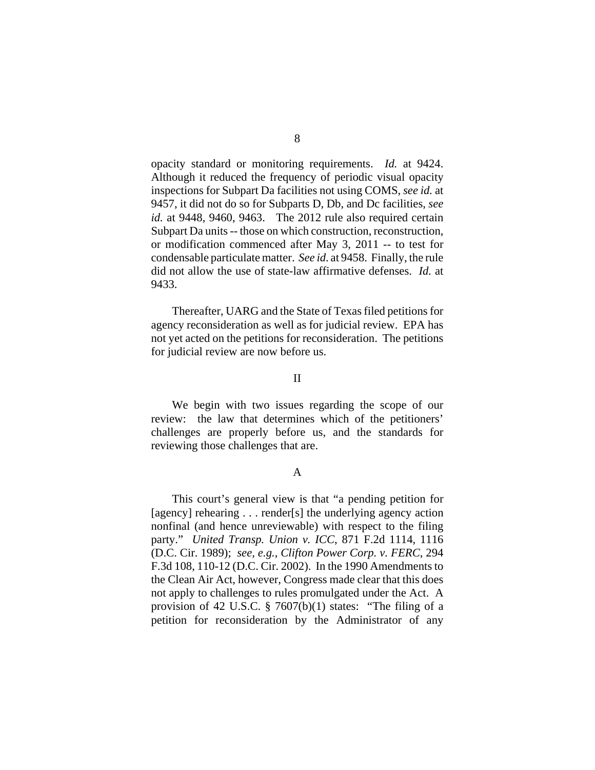opacity standard or monitoring requirements. *Id.* at 9424. Although it reduced the frequency of periodic visual opacity inspections for Subpart Da facilities not using COMS, *see id.* at 9457, it did not do so for Subparts D, Db, and Dc facilities, *see id.* at 9448, 9460, 9463. The 2012 rule also required certain Subpart Da units -- those on which construction, reconstruction, or modification commenced after May 3, 2011 -- to test for condensable particulate matter. *See id.* at 9458. Finally, the rule did not allow the use of state-law affirmative defenses. *Id.* at 9433.

Thereafter, UARG and the State of Texas filed petitions for agency reconsideration as well as for judicial review. EPA has not yet acted on the petitions for reconsideration. The petitions for judicial review are now before us.

## II

We begin with two issues regarding the scope of our review: the law that determines which of the petitioners' challenges are properly before us, and the standards for reviewing those challenges that are.

### A

This court's general view is that "a pending petition for [agency] rehearing . . . render[s] the underlying agency action nonfinal (and hence unreviewable) with respect to the filing party." *United Transp. Union v. ICC*, 871 F.2d 1114, 1116 (D.C. Cir. 1989); *see, e.g.*, *Clifton Power Corp. v. FERC*, 294 F.3d 108, 110-12 (D.C. Cir. 2002). In the 1990 Amendments to the Clean Air Act, however, Congress made clear that this does not apply to challenges to rules promulgated under the Act. A provision of 42 U.S.C. § 7607(b)(1) states: "The filing of a petition for reconsideration by the Administrator of any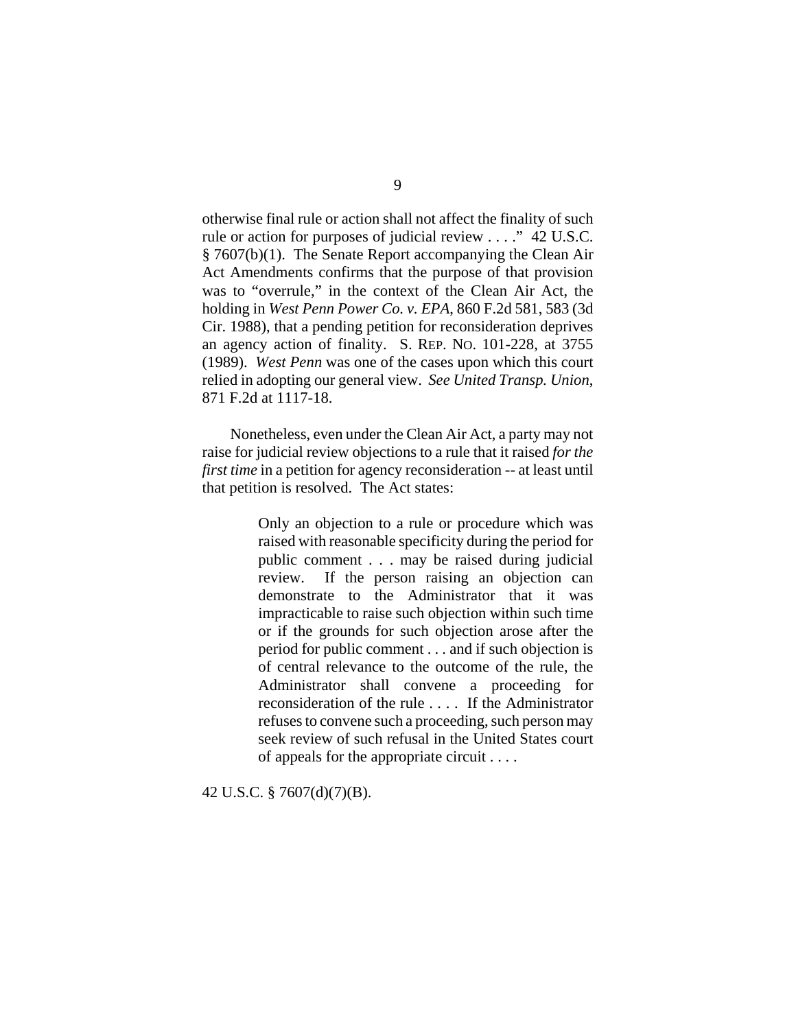otherwise final rule or action shall not affect the finality of such rule or action for purposes of judicial review . . . ." 42 U.S.C. § 7607(b)(1). The Senate Report accompanying the Clean Air Act Amendments confirms that the purpose of that provision was to "overrule," in the context of the Clean Air Act, the holding in *West Penn Power Co. v. EPA*, 860 F.2d 581, 583 (3d Cir. 1988), that a pending petition for reconsideration deprives an agency action of finality. S. REP. NO. 101-228, at 3755 (1989). *West Penn* was one of the cases upon which this court relied in adopting our general view. *See United Transp. Union*, 871 F.2d at 1117-18.

Nonetheless, even under the Clean Air Act, a party may not raise for judicial review objections to a rule that it raised *for the first time* in a petition for agency reconsideration -- at least until that petition is resolved. The Act states:

> Only an objection to a rule or procedure which was raised with reasonable specificity during the period for public comment . . . may be raised during judicial review. If the person raising an objection can demonstrate to the Administrator that it was impracticable to raise such objection within such time or if the grounds for such objection arose after the period for public comment . . . and if such objection is of central relevance to the outcome of the rule, the Administrator shall convene a proceeding for reconsideration of the rule . . . . If the Administrator refuses to convene such a proceeding, such person may seek review of such refusal in the United States court of appeals for the appropriate circuit . . . .

42 U.S.C. § 7607(d)(7)(B).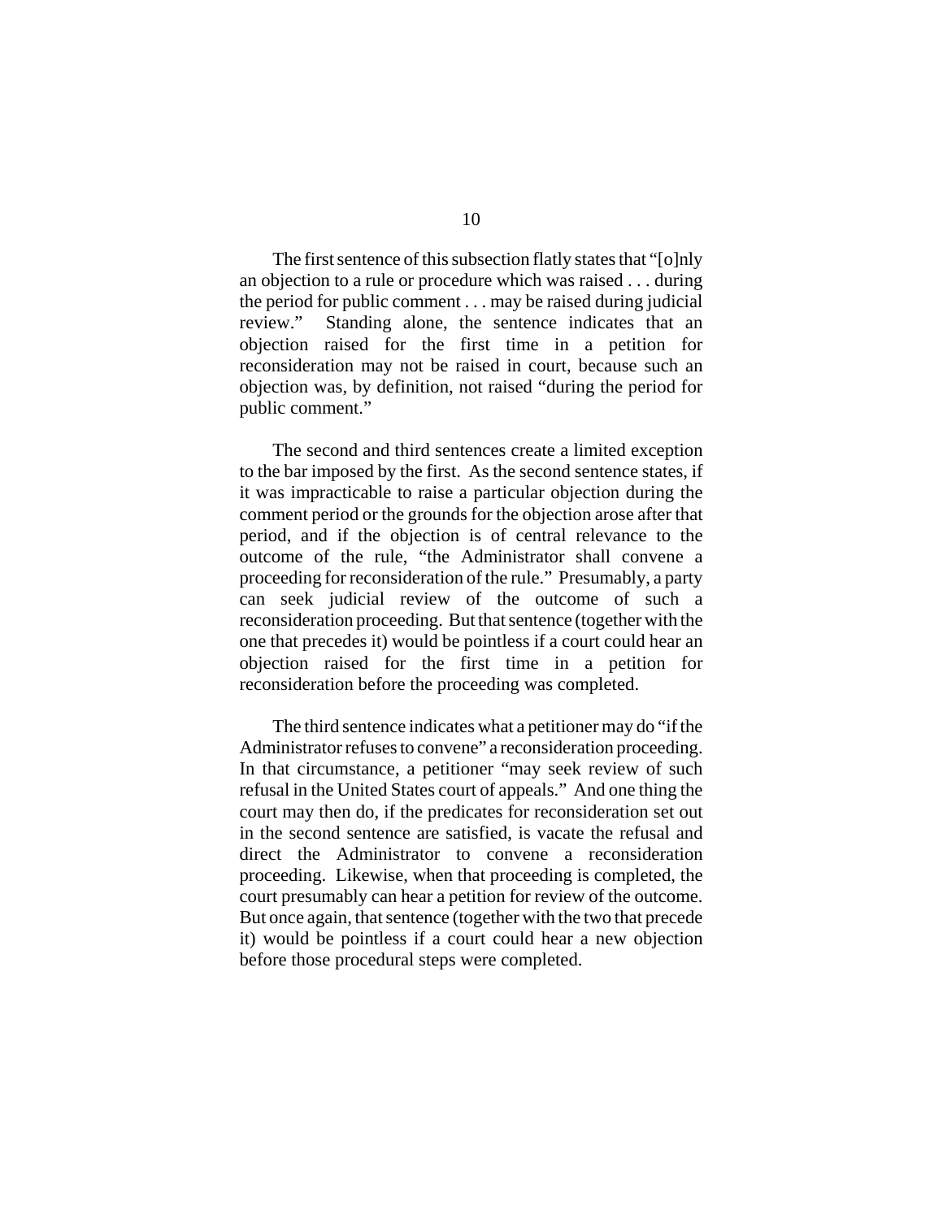The first sentence of this subsection flatly states that "[o]nly an objection to a rule or procedure which was raised . . . during the period for public comment . . . may be raised during judicial review." Standing alone, the sentence indicates that an objection raised for the first time in a petition for reconsideration may not be raised in court, because such an objection was, by definition, not raised "during the period for public comment."

The second and third sentences create a limited exception to the bar imposed by the first. As the second sentence states, if it was impracticable to raise a particular objection during the comment period or the grounds for the objection arose after that period, and if the objection is of central relevance to the outcome of the rule, "the Administrator shall convene a proceeding for reconsideration of the rule." Presumably, a party can seek judicial review of the outcome of such a reconsideration proceeding. But that sentence (together with the one that precedes it) would be pointless if a court could hear an objection raised for the first time in a petition for reconsideration before the proceeding was completed.

The third sentence indicates what a petitioner may do "if the Administrator refuses to convene" a reconsideration proceeding. In that circumstance, a petitioner "may seek review of such refusal in the United States court of appeals." And one thing the court may then do, if the predicates for reconsideration set out in the second sentence are satisfied, is vacate the refusal and direct the Administrator to convene a reconsideration proceeding. Likewise, when that proceeding is completed, the court presumably can hear a petition for review of the outcome. But once again, that sentence (together with the two that precede it) would be pointless if a court could hear a new objection before those procedural steps were completed.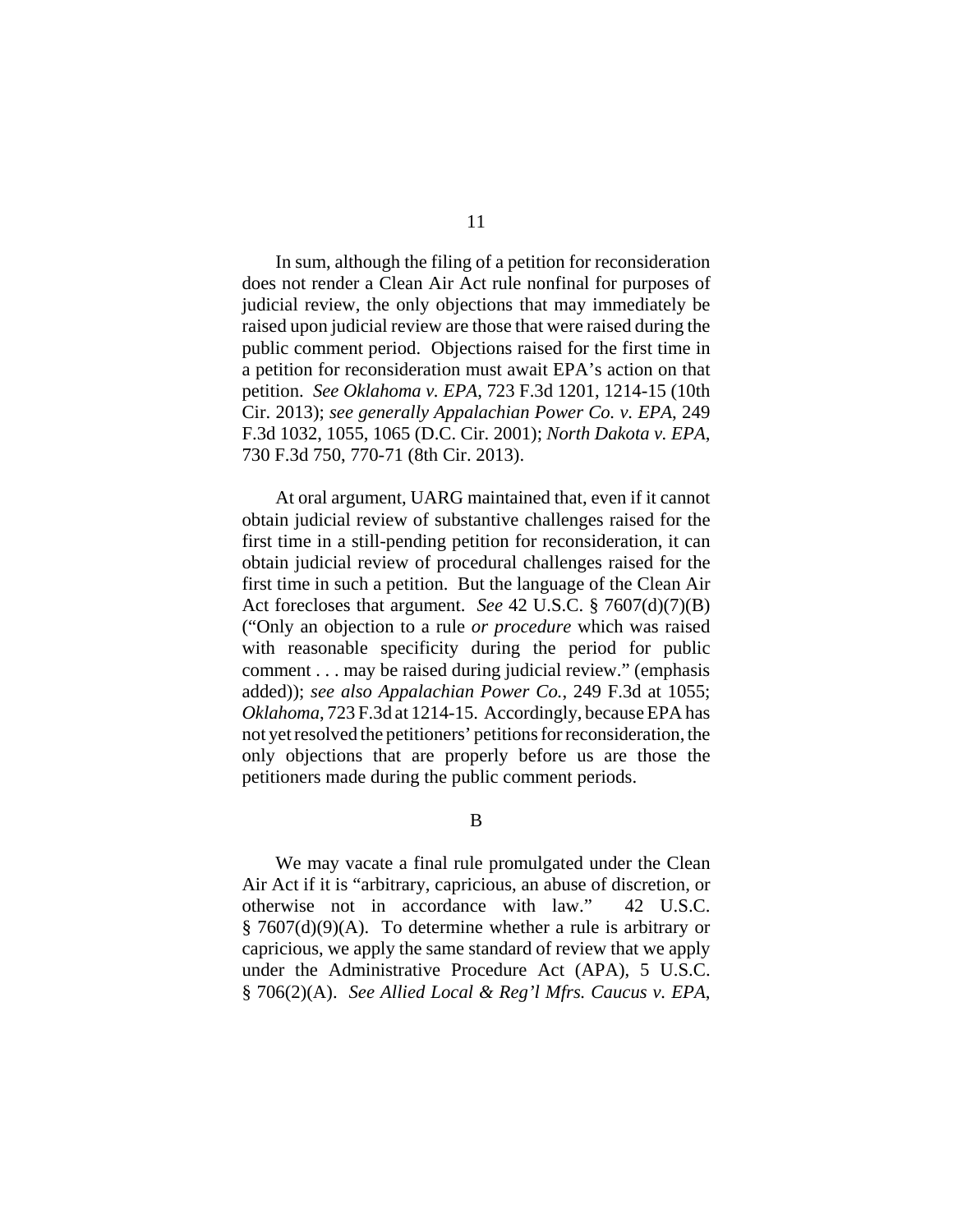In sum, although the filing of a petition for reconsideration does not render a Clean Air Act rule nonfinal for purposes of judicial review, the only objections that may immediately be raised upon judicial review are those that were raised during the public comment period. Objections raised for the first time in a petition for reconsideration must await EPA's action on that petition. *See Oklahoma v. EPA*, 723 F.3d 1201, 1214-15 (10th Cir. 2013); *see generally Appalachian Power Co. v. EPA*, 249 F.3d 1032, 1055, 1065 (D.C. Cir. 2001); *North Dakota v. EPA*, 730 F.3d 750, 770-71 (8th Cir. 2013).

At oral argument, UARG maintained that, even if it cannot obtain judicial review of substantive challenges raised for the first time in a still-pending petition for reconsideration, it can obtain judicial review of procedural challenges raised for the first time in such a petition. But the language of the Clean Air Act forecloses that argument. *See* 42 U.S.C. § 7607(d)(7)(B) ("Only an objection to a rule *or procedure* which was raised with reasonable specificity during the period for public comment . . . may be raised during judicial review." (emphasis added)); *see also Appalachian Power Co.*, 249 F.3d at 1055; *Oklahoma*, 723 F.3d at 1214-15. Accordingly, because EPA has not yet resolved the petitioners' petitions for reconsideration, the only objections that are properly before us are those the petitioners made during the public comment periods.

B

We may vacate a final rule promulgated under the Clean Air Act if it is "arbitrary, capricious, an abuse of discretion, or otherwise not in accordance with law." 42 U.S.C. § 7607(d)(9)(A). To determine whether a rule is arbitrary or capricious, we apply the same standard of review that we apply under the Administrative Procedure Act (APA), 5 U.S.C. § 706(2)(A). *See Allied Local & Reg'l Mfrs. Caucus v. EPA*,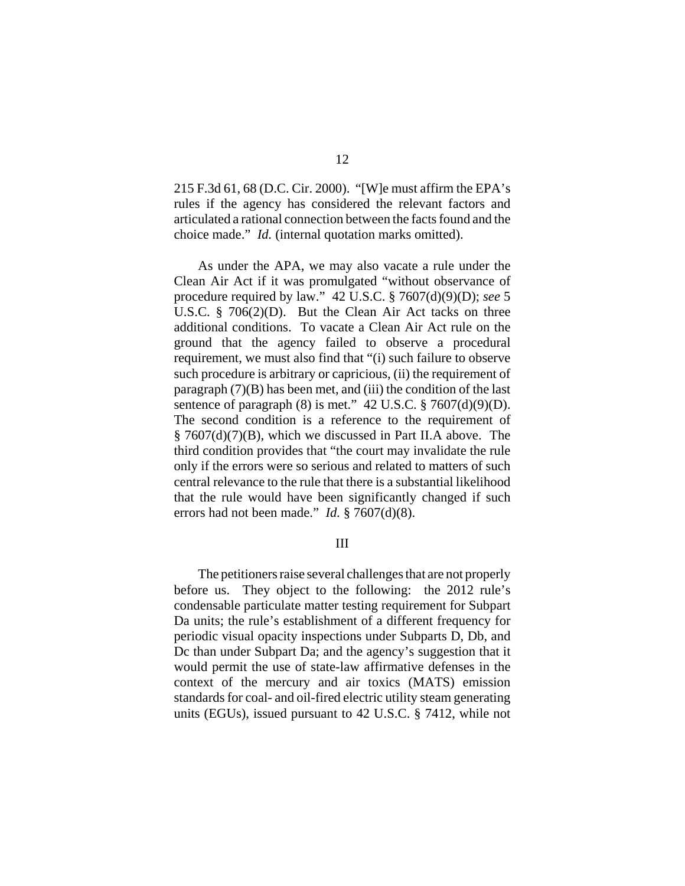215 F.3d 61, 68 (D.C. Cir. 2000). "[W]e must affirm the EPA's rules if the agency has considered the relevant factors and articulated a rational connection between the facts found and the choice made." *Id.* (internal quotation marks omitted).

As under the APA, we may also vacate a rule under the Clean Air Act if it was promulgated "without observance of procedure required by law." 42 U.S.C. § 7607(d)(9)(D); *see* 5 U.S.C. § 706(2)(D). But the Clean Air Act tacks on three additional conditions. To vacate a Clean Air Act rule on the ground that the agency failed to observe a procedural requirement, we must also find that "(i) such failure to observe such procedure is arbitrary or capricious, (ii) the requirement of paragraph (7)(B) has been met, and (iii) the condition of the last sentence of paragraph (8) is met." 42 U.S.C. § 7607(d)(9)(D). The second condition is a reference to the requirement of § 7607(d)(7)(B), which we discussed in Part II.A above. The third condition provides that "the court may invalidate the rule only if the errors were so serious and related to matters of such central relevance to the rule that there is a substantial likelihood that the rule would have been significantly changed if such errors had not been made." *Id.* § 7607(d)(8).

## III

The petitioners raise several challenges that are not properly before us. They object to the following: the 2012 rule's condensable particulate matter testing requirement for Subpart Da units; the rule's establishment of a different frequency for periodic visual opacity inspections under Subparts D, Db, and Dc than under Subpart Da; and the agency's suggestion that it would permit the use of state-law affirmative defenses in the context of the mercury and air toxics (MATS) emission standards for coal- and oil-fired electric utility steam generating units (EGUs), issued pursuant to 42 U.S.C. § 7412, while not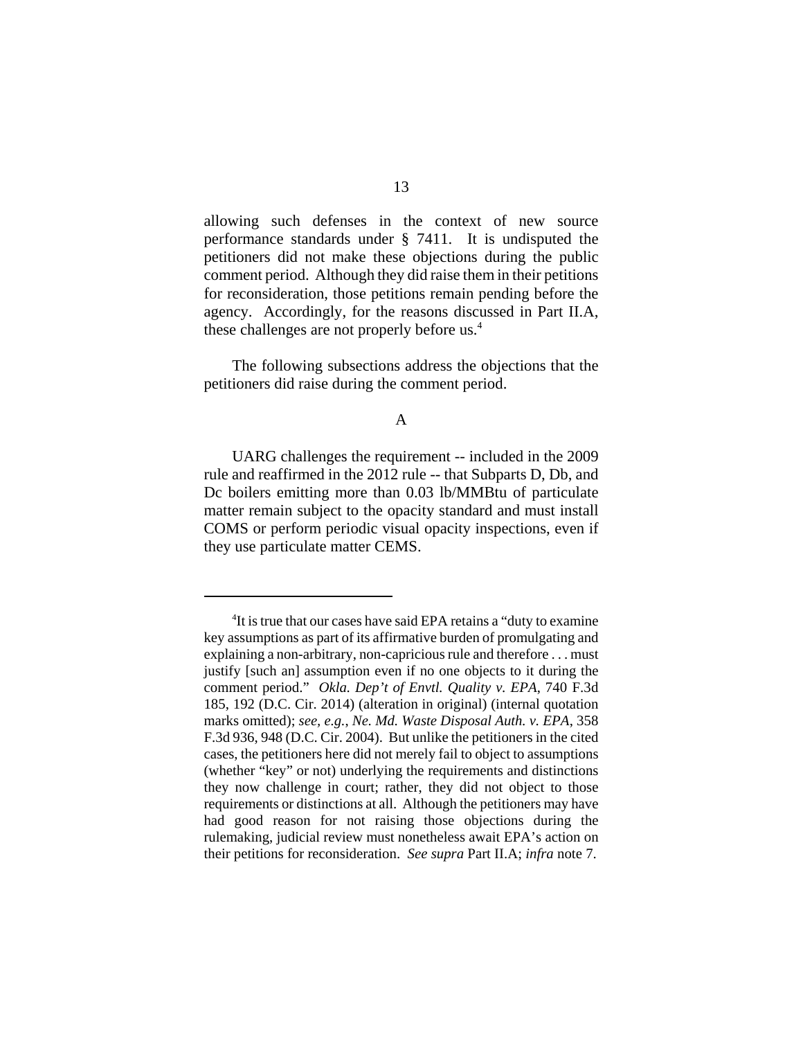allowing such defenses in the context of new source performance standards under § 7411. It is undisputed the petitioners did not make these objections during the public comment period. Although they did raise them in their petitions for reconsideration, those petitions remain pending before the agency. Accordingly, for the reasons discussed in Part II.A, these challenges are not properly before us.[4]

The following subsections address the objections that the petitioners did raise during the comment period.

A

UARG challenges the requirement -- included in the 2009 rule and reaffirmed in the 2012 rule -- that Subparts D, Db, and Dc boilers emitting more than 0.03 lb/MMBtu of particulate matter remain subject to the opacity standard and must install COMS or perform periodic visual opacity inspections, even if they use particulate matter CEMS.

---

[4]It is true that our cases have said EPA retains a "duty to examine key assumptions as part of its affirmative burden of promulgating and explaining a non-arbitrary, non-capricious rule and therefore . . . must justify [such an] assumption even if no one objects to it during the comment period." *Okla. Dep't of Envtl. Quality v. EPA*, 740 F.3d 185, 192 (D.C. Cir. 2014) (alteration in original) (internal quotation marks omitted); *see, e.g.*, *Ne. Md. Waste Disposal Auth. v. EPA*, 358 F.3d 936, 948 (D.C. Cir. 2004). But unlike the petitioners in the cited cases, the petitioners here did not merely fail to object to assumptions (whether "key" or not) underlying the requirements and distinctions they now challenge in court; rather, they did not object to those requirements or distinctions at all. Although the petitioners may have had good reason for not raising those objections during the rulemaking, judicial review must nonetheless await EPA's action on their petitions for reconsideration. *See supra* Part II.A; *infra* note 7.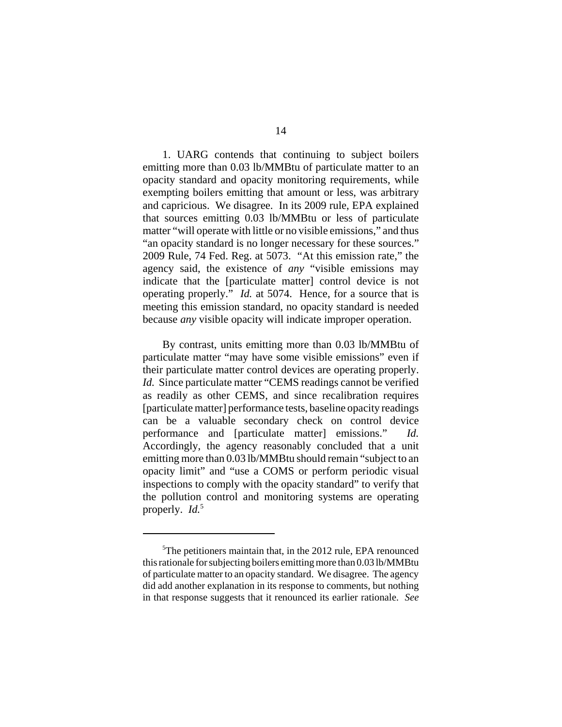1. UARG contends that continuing to subject boilers emitting more than 0.03 lb/MMBtu of particulate matter to an opacity standard and opacity monitoring requirements, while exempting boilers emitting that amount or less, was arbitrary and capricious. We disagree. In its 2009 rule, EPA explained that sources emitting 0.03 lb/MMBtu or less of particulate matter "will operate with little or no visible emissions," and thus "an opacity standard is no longer necessary for these sources." 2009 Rule, 74 Fed. Reg. at 5073. "At this emission rate," the agency said, the existence of *any* "visible emissions may indicate that the [particulate matter] control device is not operating properly." *Id.* at 5074. Hence, for a source that is meeting this emission standard, no opacity standard is needed because *any* visible opacity will indicate improper operation.

By contrast, units emitting more than 0.03 lb/MMBtu of particulate matter "may have some visible emissions" even if their particulate matter control devices are operating properly. *Id.* Since particulate matter "CEMS readings cannot be verified as readily as other CEMS, and since recalibration requires [particulate matter] performance tests, baseline opacity readings can be a valuable secondary check on control device performance and [particulate matter] emissions." *Id.* Accordingly, the agency reasonably concluded that a unit emitting more than 0.03 lb/MMBtu should remain "subject to an opacity limit" and "use a COMS or perform periodic visual inspections to comply with the opacity standard" to verify that the pollution control and monitoring systems are operating properly. *Id.*[5]

[5]The petitioners maintain that, in the 2012 rule, EPA renounced this rationale for subjecting boilers emitting more than 0.03 lb/MMBtu of particulate matter to an opacity standard. We disagree. The agency did add another explanation in its response to comments, but nothing in that response suggests that it renounced its earlier rationale. *See*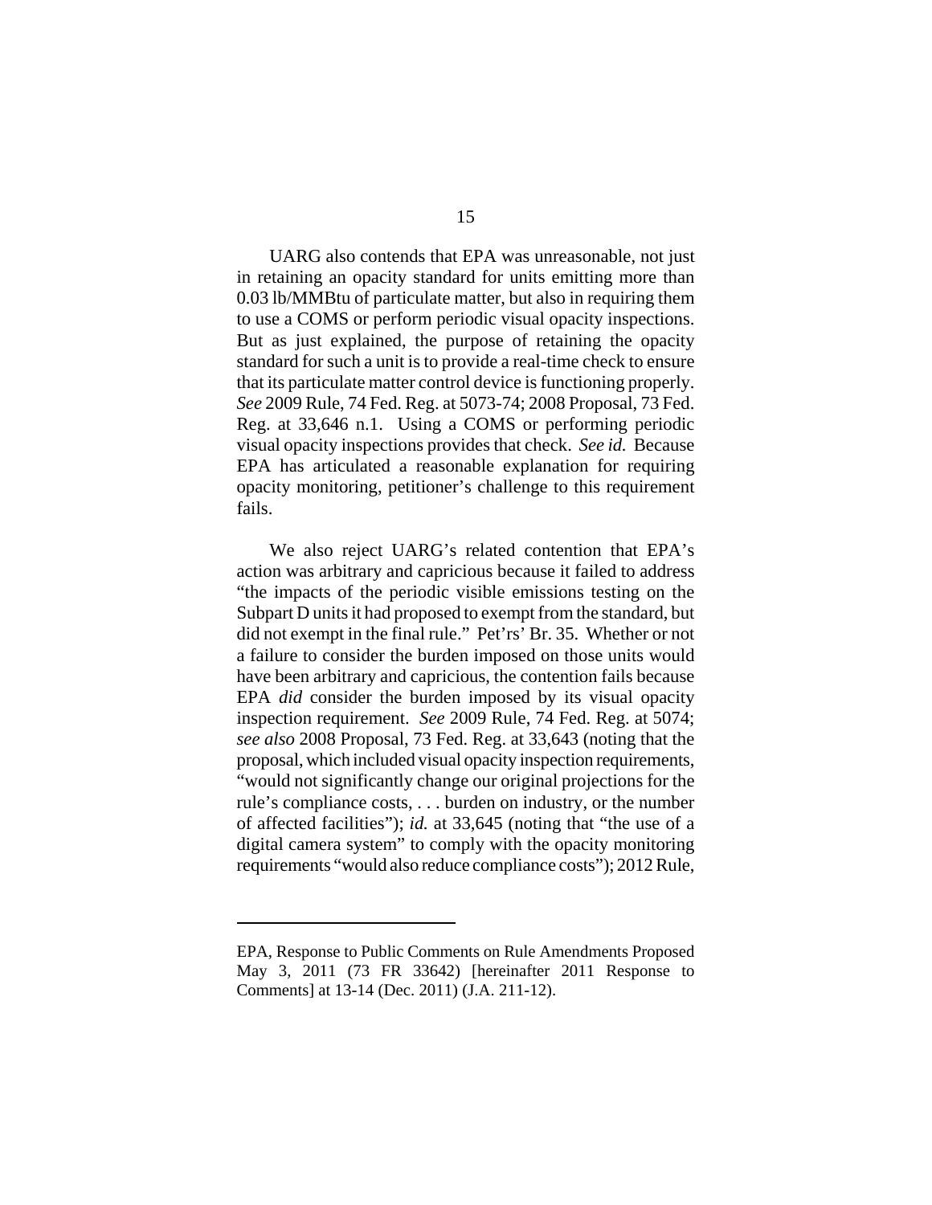UARG also contends that EPA was unreasonable, not just in retaining an opacity standard for units emitting more than 0.03 lb/MMBtu of particulate matter, but also in requiring them to use a COMS or perform periodic visual opacity inspections. But as just explained, the purpose of retaining the opacity standard for such a unit is to provide a real-time check to ensure that its particulate matter control device is functioning properly. *See* 2009 Rule, 74 Fed. Reg. at 5073-74; 2008 Proposal, 73 Fed. Reg. at 33,646 n.1. Using a COMS or performing periodic visual opacity inspections provides that check. *See id.* Because EPA has articulated a reasonable explanation for requiring opacity monitoring, petitioner's challenge to this requirement fails.

We also reject UARG's related contention that EPA's action was arbitrary and capricious because it failed to address "the impacts of the periodic visible emissions testing on the Subpart D units it had proposed to exempt from the standard, but did not exempt in the final rule." Pet'rs' Br. 35. Whether or not a failure to consider the burden imposed on those units would have been arbitrary and capricious, the contention fails because EPA *did* consider the burden imposed by its visual opacity inspection requirement. *See* 2009 Rule, 74 Fed. Reg. at 5074; *see also* 2008 Proposal, 73 Fed. Reg. at 33,643 (noting that the proposal, which included visual opacity inspection requirements, "would not significantly change our original projections for the rule's compliance costs, . . . burden on industry, or the number of affected facilities"); *id.* at 33,645 (noting that "the use of a digital camera system" to comply with the opacity monitoring requirements "would also reduce compliance costs"); 2012 Rule,

---

EPA, Response to Public Comments on Rule Amendments Proposed May 3, 2011 (73 FR 33642) [hereinafter 2011 Response to Comments] at 13-14 (Dec. 2011) (J.A. 211-12).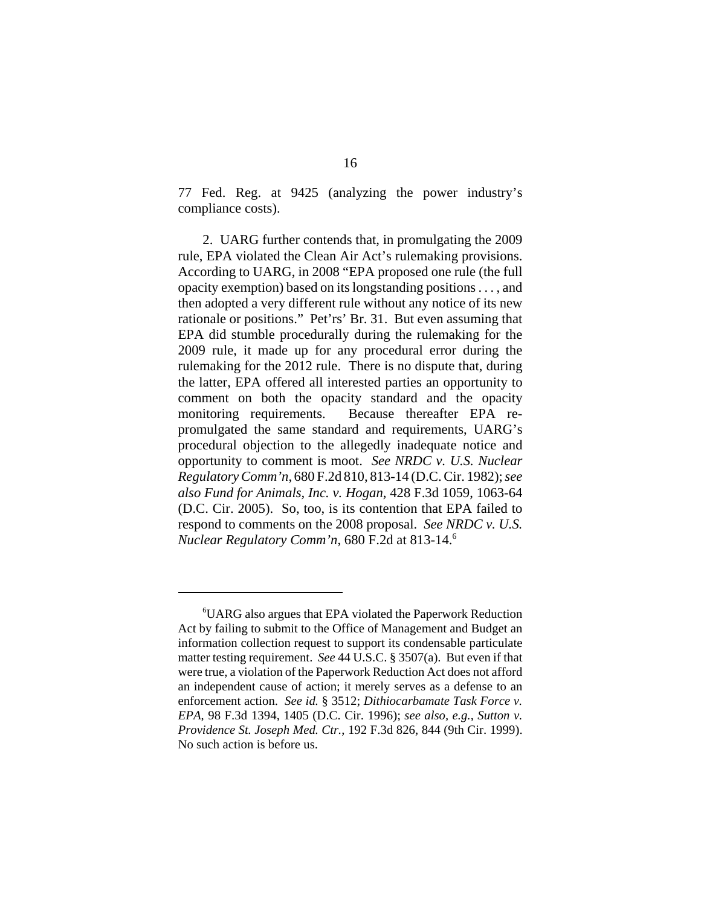77 Fed. Reg. at 9425 (analyzing the power industry's compliance costs).

2. UARG further contends that, in promulgating the 2009 rule, EPA violated the Clean Air Act's rulemaking provisions. According to UARG, in 2008 "EPA proposed one rule (the full opacity exemption) based on its longstanding positions . . . , and then adopted a very different rule without any notice of its new rationale or positions." Pet'rs' Br. 31. But even assuming that EPA did stumble procedurally during the rulemaking for the 2009 rule, it made up for any procedural error during the rulemaking for the 2012 rule. There is no dispute that, during the latter, EPA offered all interested parties an opportunity to comment on both the opacity standard and the opacity monitoring requirements. Because thereafter EPA re-promulgated the same standard and requirements, UARG's procedural objection to the allegedly inadequate notice and opportunity to comment is moot. *See NRDC v. U.S. Nuclear Regulatory Comm'n*, 680 F.2d 810, 813-14 (D.C. Cir. 1982); *see also Fund for Animals, Inc. v. Hogan*, 428 F.3d 1059, 1063-64 (D.C. Cir. 2005). So, too, is its contention that EPA failed to respond to comments on the 2008 proposal. *See NRDC v. U.S. Nuclear Regulatory Comm'n*, 680 F.2d at 813-14.[6]

---

[6]UARG also argues that EPA violated the Paperwork Reduction Act by failing to submit to the Office of Management and Budget an information collection request to support its condensable particulate matter testing requirement. *See* 44 U.S.C. § 3507(a). But even if that were true, a violation of the Paperwork Reduction Act does not afford an independent cause of action; it merely serves as a defense to an enforcement action. *See id.* § 3512; *Dithiocarbamate Task Force v. EPA*, 98 F.3d 1394, 1405 (D.C. Cir. 1996); *see also, e.g.*, *Sutton v. Providence St. Joseph Med. Ctr.*, 192 F.3d 826, 844 (9th Cir. 1999). No such action is before us.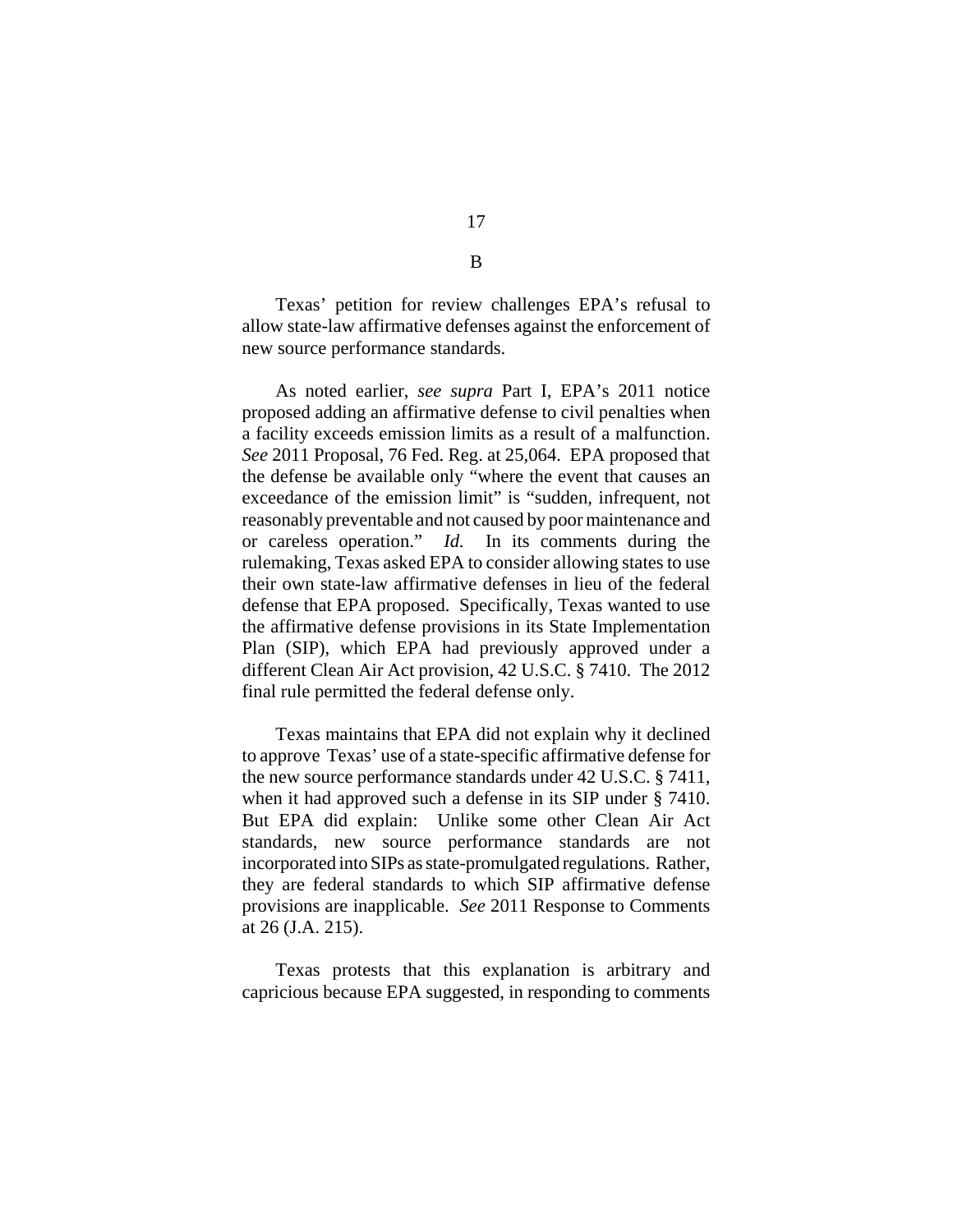### B

Texas' petition for review challenges EPA's refusal to allow state-law affirmative defenses against the enforcement of new source performance standards.

As noted earlier, *see supra* Part I, EPA's 2011 notice proposed adding an affirmative defense to civil penalties when a facility exceeds emission limits as a result of a malfunction. *See* 2011 Proposal, 76 Fed. Reg. at 25,064. EPA proposed that the defense be available only "where the event that causes an exceedance of the emission limit" is "sudden, infrequent, not reasonably preventable and not caused by poor maintenance and or careless operation." *Id.* In its comments during the rulemaking, Texas asked EPA to consider allowing states to use their own state-law affirmative defenses in lieu of the federal defense that EPA proposed. Specifically, Texas wanted to use the affirmative defense provisions in its State Implementation Plan (SIP), which EPA had previously approved under a different Clean Air Act provision, 42 U.S.C. § 7410. The 2012 final rule permitted the federal defense only.

Texas maintains that EPA did not explain why it declined to approve Texas' use of a state-specific affirmative defense for the new source performance standards under 42 U.S.C. § 7411, when it had approved such a defense in its SIP under § 7410. But EPA did explain: Unlike some other Clean Air Act standards, new source performance standards are not incorporated into SIPs as state-promulgated regulations. Rather, they are federal standards to which SIP affirmative defense provisions are inapplicable. *See* 2011 Response to Comments at 26 (J.A. 215).

Texas protests that this explanation is arbitrary and capricious because EPA suggested, in responding to comments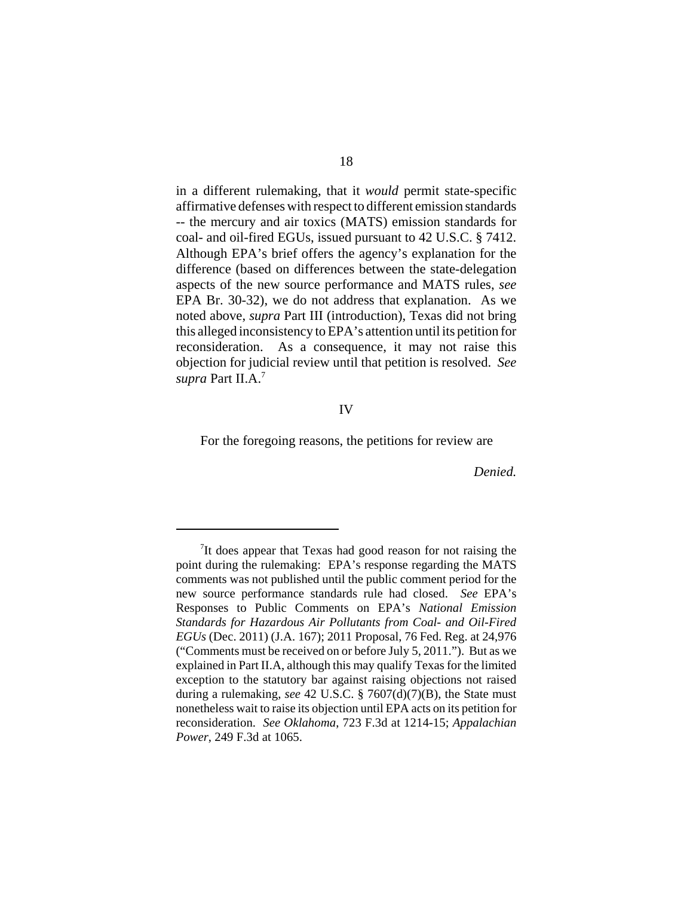in a different rulemaking, that it *would* permit state-specific affirmative defenses with respect to different emission standards -- the mercury and air toxics (MATS) emission standards for coal- and oil-fired EGUs, issued pursuant to 42 U.S.C. § 7412. Although EPA's brief offers the agency's explanation for the difference (based on differences between the state-delegation aspects of the new source performance and MATS rules, *see* EPA Br. 30-32), we do not address that explanation. As we noted above, *supra* Part III (introduction), Texas did not bring this alleged inconsistency to EPA's attention until its petition for reconsideration. As a consequence, it may not raise this objection for judicial review until that petition is resolved. *See supra* Part II.A.[7]

IV

For the foregoing reasons, the petitions for review are

*Denied.*

---

[7]It does appear that Texas had good reason for not raising the point during the rulemaking: EPA's response regarding the MATS comments was not published until the public comment period for the new source performance standards rule had closed. *See* EPA's Responses to Public Comments on EPA's *National Emission Standards for Hazardous Air Pollutants from Coal- and Oil-Fired EGUs* (Dec. 2011) (J.A. 167); 2011 Proposal, 76 Fed. Reg. at 24,976 ("Comments must be received on or before July 5, 2011."). But as we explained in Part II.A, although this may qualify Texas for the limited exception to the statutory bar against raising objections not raised during a rulemaking, *see* 42 U.S.C. § 7607(d)(7)(B), the State must nonetheless wait to raise its objection until EPA acts on its petition for reconsideration. *See Oklahoma*, 723 F.3d at 1214-15; *Appalachian Power*, 249 F.3d at 1065.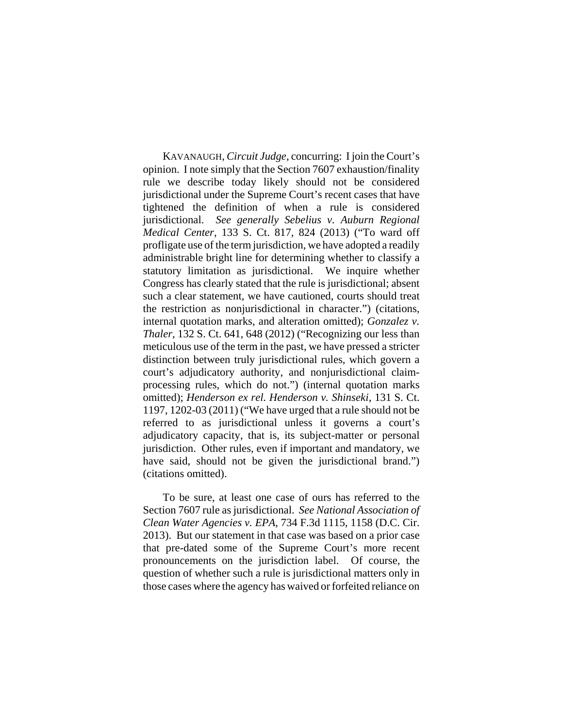KAVANAUGH, *Circuit Judge*, concurring: I join the Court's opinion. I note simply that the Section 7607 exhaustion/finality rule we describe today likely should not be considered jurisdictional under the Supreme Court's recent cases that have tightened the definition of when a rule is considered jurisdictional. *See generally Sebelius v. Auburn Regional Medical Center*, 133 S. Ct. 817, 824 (2013) ("To ward off profligate use of the term jurisdiction, we have adopted a readily administrable bright line for determining whether to classify a statutory limitation as jurisdictional. We inquire whether Congress has clearly stated that the rule is jurisdictional; absent such a clear statement, we have cautioned, courts should treat the restriction as nonjurisdictional in character.") (citations, internal quotation marks, and alteration omitted); *Gonzalez v. Thaler*, 132 S. Ct. 641, 648 (2012) ("Recognizing our less than meticulous use of the term in the past, we have pressed a stricter distinction between truly jurisdictional rules, which govern a court's adjudicatory authority, and nonjurisdictional claim-processing rules, which do not.") (internal quotation marks omitted); *Henderson ex rel. Henderson v. Shinseki*, 131 S. Ct. 1197, 1202-03 (2011) ("We have urged that a rule should not be referred to as jurisdictional unless it governs a court's adjudicatory capacity, that is, its subject-matter or personal jurisdiction. Other rules, even if important and mandatory, we have said, should not be given the jurisdictional brand.") (citations omitted).

To be sure, at least one case of ours has referred to the Section 7607 rule as jurisdictional. *See National Association of Clean Water Agencies v. EPA*, 734 F.3d 1115, 1158 (D.C. Cir. 2013). But our statement in that case was based on a prior case that pre-dated some of the Supreme Court's more recent pronouncements on the jurisdiction label. Of course, the question of whether such a rule is jurisdictional matters only in those cases where the agency has waived or forfeited reliance on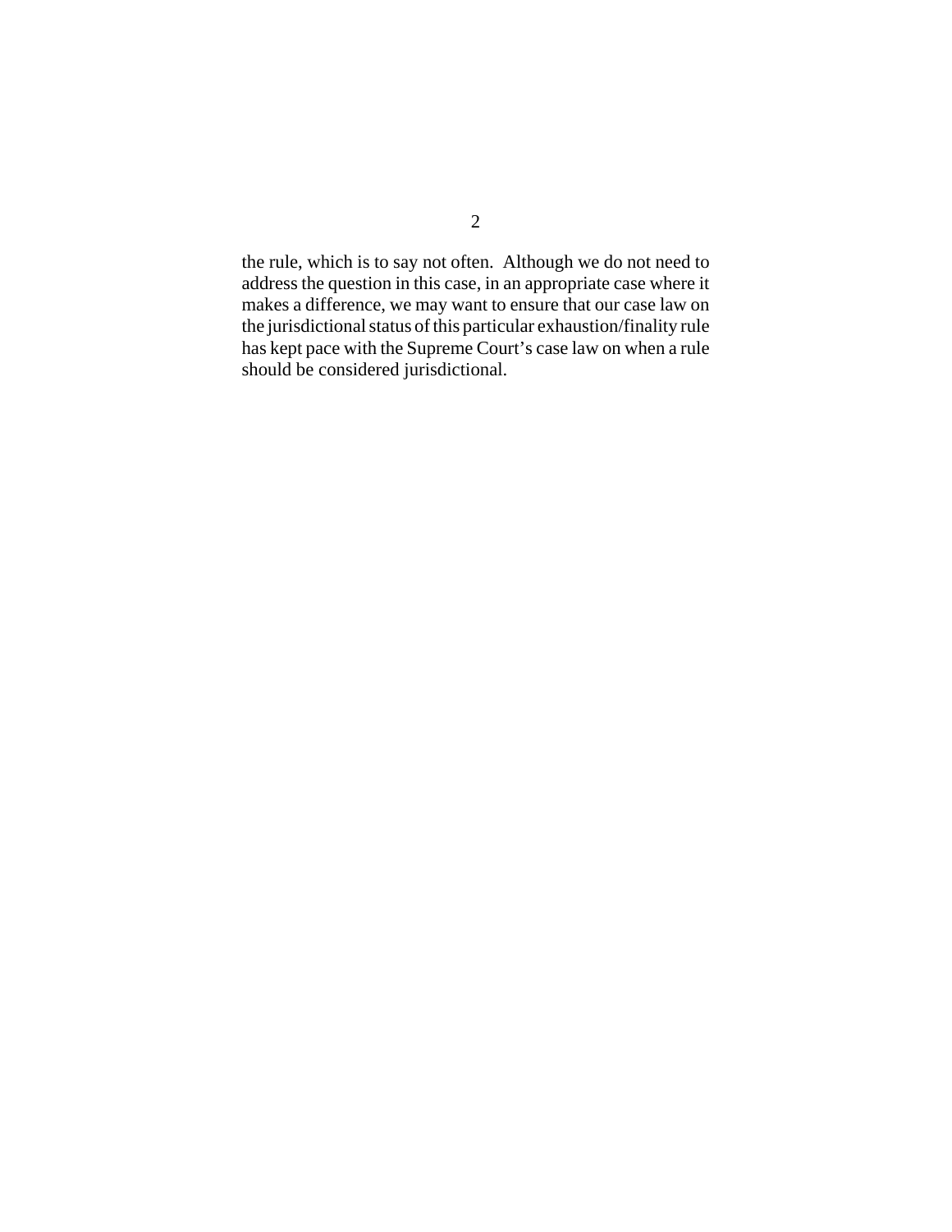the rule, which is to say not often. Although we do not need to address the question in this case, in an appropriate case where it makes a difference, we may want to ensure that our case law on the jurisdictional status of this particular exhaustion/finality rule has kept pace with the Supreme Court's case law on when a rule should be considered jurisdictional.